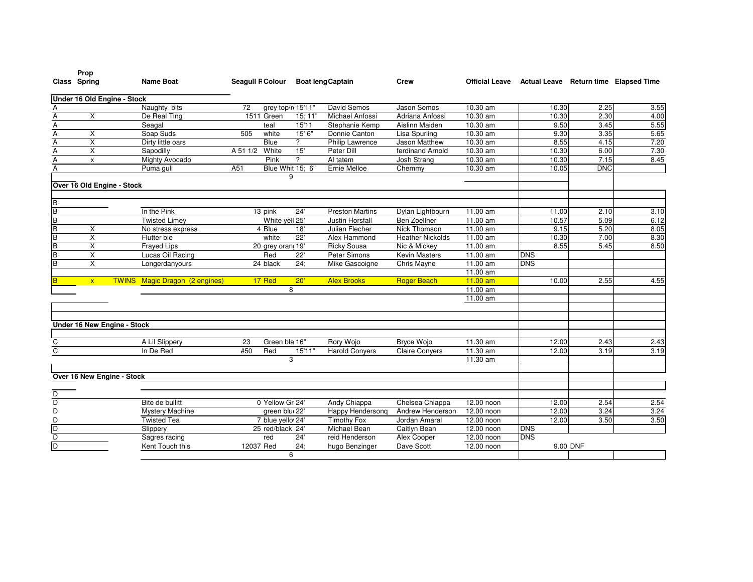| Class | Prop Spring | | Name Boat | Seagull R | Colour | Boat leng | Captain | Crew | Official Leave | Actual Leave | Return time | Elapsed Time |
|---|---|---|---|---|---|---|---|---|---|---|---|---|
| **Under 16 Old Engine - Stock** | | | | | | | | | | | | |
| A | | | Naughty bits | 72 | grey top/r | 15'11" | David Semos | Jason Semos | 10.30 am | 10.30 | 2.25 | 3.55 |
| A | X | | De Real Ting | 1511 | Green | 15; 11" | Michael Anfossi | Adriana Anfossi | 10.30 am | 10.30 | 2.30 | 4.00 |
| A | | | Seagal | | teal | 15'11 | Stephanie Kemp | Aislinn Maiden | 10.30 am | 9.50 | 3.45 | 5.55 |
| A | X | | Soap Suds | 505 | white | 15' 6" | Donnie Canton | Lisa Spurling | 10.30 am | 9.30 | 3.35 | 5.65 |
| A | X | | Dirty little oars | | Blue | ? | Philip Lawrence | Jason Matthew | 10.30 am | 8.55 | 4.15 | 7.20 |
| A | X | | Sapodilly | A 51 1/2 | White | 15' | Peter Dill | ferdinand Arnold | 10.30 am | 10.30 | 6.00 | 7.30 |
| A | x | | Mighty Avocado | | Pink | ? | Al tatem | Josh Strang | 10.30 am | 10.30 | 7.15 | 8.45 |
| A | | | Puma gull | A51 | Blue Whit | 15; 6" | Ernie Melloe | Chemmy | 10.30 am | 10.05 | DNC | |
| | | | | | 9 | | | | | | | |
| **Over 16 Old Engine - Stock** | | | | | | | | | | | | |
| B | | | | | | | | | | | | |
| B | | | In the Pink | 13 | pink | 24' | Preston Martins | Dylan Lightbourn | 11.00 am | 11.00 | 2.10 | 3.10 |
| B | | | Twisted Limey | | White yell | 25' | Justin Horsfall | Ben Zoellner | 11.00 am | 10.57 | 5.09 | 6.12 |
| B | X | | No stress express | 4 | Blue | 18' | Julian Flecher | Nick Thomson | 11.00 am | 9.15 | 5.20 | 8.05 |
| B | X | | Flutter bie | | white | 22' | Alex Hammond | Heather Nickolds | 11.00 am | 10.30 | 7.00 | 8.30 |
| B | X | | Frayed Lips | 20 | grey orang | 19' | Ricky Sousa | Nic & Mickey | 11.00 am | 8.55 | 5.45 | 8.50 |
| B | X | | Lucas Oil Racing | | Red | 22' | Peter Simons | Kevin Masters | 11.00 am | DNS | | |
| B | X | | Longerdanyours | 24 | black | 24; | Mike Gascoigne | Chris Mayne | 11.00 am | DNS | | |
| | | | | | | | | | 11.00 am | | | |
| B | x | TWINS | Magic Dragon (2 engines) | 17 | Red | 20' | Alex Brooks | Roger Beach | 11.00 am | 10.00 | 2.55 | 4.55 |
| | | | | | 8 | | | | 11.00 am | | | |
| | | | | | | | | | 11.00 am | | | |
| **Under 16 New Engine - Stock** | | | | | | | | | | | | |
| C | | | A Lil Slippery | 23 | Green bla | 16" | Rory Wojo | Bryce Wojo | 11.30 am | 12.00 | 2.43 | 2.43 |
| C | | | In De Red | #50 | Red | 15'11" | Harold Conyers | Claire Conyers | 11.30 am | 12.00 | 3.19 | 3.19 |
| | | | | | 3 | | | | 11.30 am | | | |
| **Over 16 New Engine - Stock** | | | | | | | | | | | | |
| D | | | | | | | | | | | | |
| D | | | Bite de bullitt | 0 | Yellow Gr | 24' | Andy Chiappa | Chelsea Chiappa | 12.00 noon | 12.00 | 2.54 | 2.54 |
| D | | | Mystery Machine | | green blu | 22' | Happy Hendersonq | Andrew Henderson | 12.00 noon | 12.00 | 3.24 | 3.24 |
| D | | | Twisted Tea | 7 | blue yello | 24' | Timothy Fox | Jordan Amaral | 12.00 noon | 12.00 | 3.50 | 3.50 |
| D | | | Slippery | 25 | red/black | 24' | Michael Bean | Caitlyn Bean | 12.00 noon | DNS | | |
| D | | | Sagres racing | | red | 24' | reid Henderson | Alex Cooper | 12.00 noon | DNS | | |
| D | | | Kent Touch this | 12037 | Red | 24; | hugo Benzinger | Dave Scott | 12.00 noon | 9.00 | DNF | |
| | | | | | 6 | | | | | | | |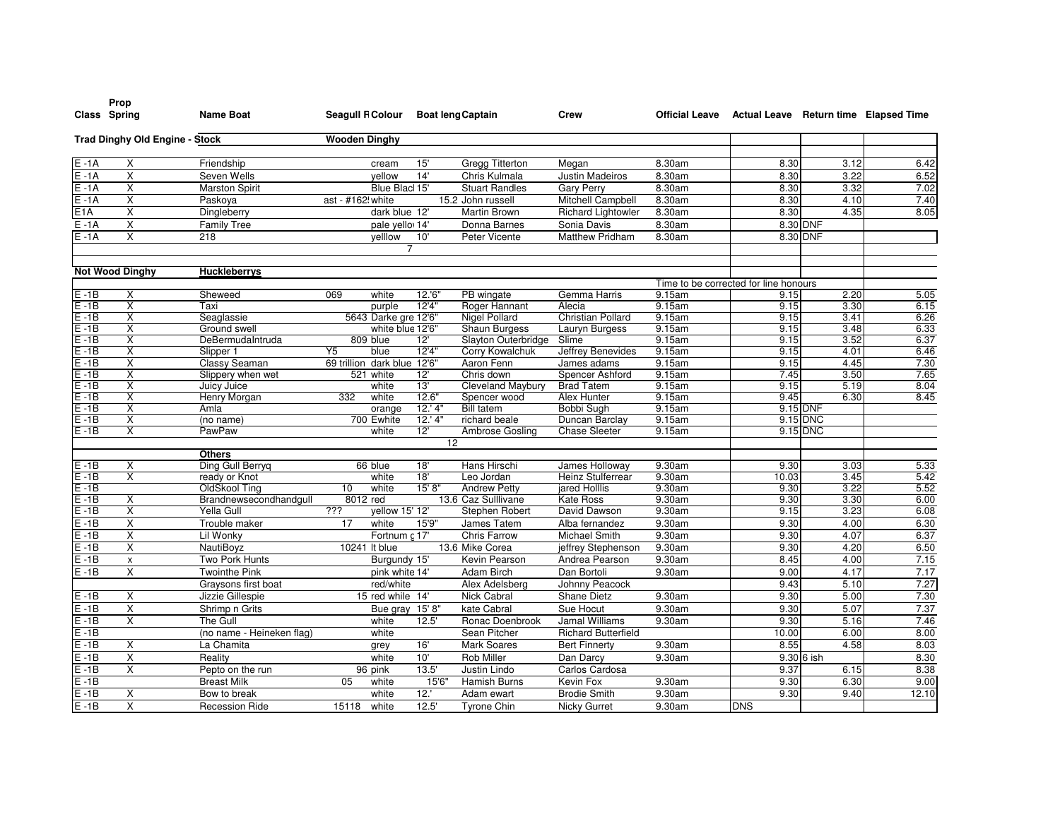| Class | Prop Spring | Name Boat | Seagull F | Colour | Boat leng | Captain | Crew | Official Leave | Actual Leave | Return time | Elapsed Time |
|---|---|---|---|---|---|---|---|---|---|---|---|
| **Trad Dinghy Old Engine - Stock** | | | **Wooden Dinghy** | | | | | | | | |
| E -1A | X | Friendship | | cream | 15' | Gregg Titterton | Megan | 8.30am | 8.30 | 3.12 | 6.42 |
| E -1A | X | Seven Wells | | yellow | 14' | Chris Kulmala | Justin Madeiros | 8.30am | 8.30 | 3.22 | 6.52 |
| E -1A | X | Marston Spirit | | Blue Blacl | 15' | Stuart Randles | Gary Perry | 8.30am | 8.30 | 3.32 | 7.02 |
| E -1A | X | Paskoya | ast - #162! | white | 15.2 | John russell | Mitchell Campbell | 8.30am | 8.30 | 4.10 | 7.40 |
| E1A | X | Dingleberry | | dark blue | 12' | Martin Brown | Richard Lightowler | 8.30am | 8.30 | 4.35 | 8.05 |
| E -1A | X | Family Tree | | pale yellov | 14' | Donna Barnes | Sonia Davis | 8.30am | 8.30 | DNF | |
| E -1A | X | 218 | | yelllow | 10' | Peter Vicente | Matthew Pridham | 8.30am | 8.30 | DNF | |
| | | | | 7 | | | | | | | |
| **Not Wood Dinghy** | | **Huckleberrys** | | | | | | | | | |
| | | | | | | | | Time to be corrected for line honours | | | |
| E -1B | X | Sheweed | 069 | white | 12.'6" | PB wingate | Gemma Harris | 9.15am | 9.15 | 2.20 | 5.05 |
| E -1B | X | Taxi | | purple | 12'4" | Roger Hannant | Alecia | 9.15am | 9.15 | 3.30 | 6.15 |
| E -1B | X | Seaglassie | 5643 | Darke gre | 12'6" | Nigel Pollard | Christian Pollard | 9.15am | 9.15 | 3.41 | 6.26 |
| E -1B | X | Ground swell | | white blue | 12'6" | Shaun Burgess | Lauryn Burgess | 9.15am | 9.15 | 3.48 | 6.33 |
| E -1B | X | DeBermudaIntruda | 809 | blue | 12' | Slayton Outerbridge | Slime | 9.15am | 9.15 | 3.52 | 6.37 |
| E -1B | X | Slipper 1 | Y5 | blue | 12'4" | Corry Kowalchuk | Jeffrey Benevides | 9.15am | 9.15 | 4.01 | 6.46 |
| E -1B | X | Classy Seaman | 69 trillion | dark blue | 12'6" | Aaron Fenn | James adams | 9.15am | 9.15 | 4.45 | 7.30 |
| E -1B | X | Slippery when wet | 521 | white | 12' | Chris down | Spencer Ashford | 9.15am | 7.45 | 3.50 | 7.65 |
| E -1B | X | Juicy Juice | | white | 13' | Cleveland Maybury | Brad Tatem | 9.15am | 9.15 | 5.19 | 8.04 |
| E -1B | X | Henry Morgan | 332 | white | 12.6" | Spencer wood | Alex Hunter | 9.15am | 9.45 | 6.30 | 8.45 |
| E -1B | X | Amla | | orange | 12.' 4" | Bill tatem | Bobbi Sugh | 9.15am | 9.15 | DNF | |
| E -1B | X | (no name) | 700 | Ewhite | 12.' 4" | richard beale | Duncan Barclay | 9.15am | 9.15 | DNC | |
| E -1B | X | PawPaw | | white | 12' | Ambrose Gosling | Chase Sleeter | 9.15am | 9.15 | DNC | |
| | | | | | 12 | | | | | | |
| | | **Others** | | | | | | | | | |
| E -1B | X | Ding Gull Berryq | 66 | blue | 18' | Hans Hirschi | James Holloway | 9.30am | 9.30 | 3.03 | 5.33 |
| E -1B | X | ready or Knot | | white | 18' | Leo Jordan | Heinz Stulferrear | 9.30am | 10.03 | 3.45 | 5.42 |
| E -1B | | OldSkool Ting | 10 | white | 15' 8" | Andrew Petty | jared Holllis | 9.30am | 9.30 | 3.22 | 5.52 |
| E -1B | X | Brandnewsecondhandgull | 8012 | red | 13.6 | Caz Sulllivane | Kate Ross | 9.30am | 9.30 | 3.30 | 6.00 |
| E -1B | X | Yella Gull | ??? | yellow 15' | 12' | Stephen Robert | David Dawson | 9.30am | 9.15 | 3.23 | 6.08 |
| E -1B | X | Trouble maker | 17 | white | 15'9" | James Tatem | Alba fernandez | 9.30am | 9.30 | 4.00 | 6.30 |
| E -1B | X | Lil Wonky | | Fortnum c | 17' | Chris Farrow | Michael Smith | 9.30am | 9.30 | 4.07 | 6.37 |
| E -1B | X | NautiBoyz | 10241 | lt blue | 13.6 | Mike Corea | jeffrey Stephenson | 9.30am | 9.30 | 4.20 | 6.50 |
| E -1B | x | Two Pork Hunts | | Burgundy | 15' | Kevin Pearson | Andrea Pearson | 9.30am | 8.45 | 4.00 | 7.15 |
| E -1B | X | Twointhe Pink | | pink white | 14' | Adam Birch | Dan Bortoli | 9.30am | 9.00 | 4.17 | 7.17 |
| | | Graysons first boat | | red/white | | Alex Adelsberg | Johnny Peacock | | 9.43 | 5.10 | 7.27 |
| E -1B | X | Jizzie Gillespie | 15 | red while | 14' | Nick Cabral | Shane Dietz | 9.30am | 9.30 | 5.00 | 7.30 |
| E -1B | X | Shrimp n Grits | | Bue gray | 15' 8" | kate Cabral | Sue Hocut | 9.30am | 9.30 | 5.07 | 7.37 |
| E -1B | X | The Gull | | white | 12.5' | Ronac Doenbrook | Jamal Williams | 9.30am | 9.30 | 5.16 | 7.46 |
| E -1B | | (no name - Heineken flag) | | white | | Sean Pitcher | Richard Butterfield | | 10.00 | 6.00 | 8.00 |
| E -1B | X | La Chamita | | grey | 16' | Mark Soares | Bert Finnerty | 9.30am | 8.55 | 4.58 | 8.03 |
| E -1B | X | Reality | | white | 10' | Rob Miller | Dan Darcy | 9.30am | 9.30 | 6 ish | 8.30 |
| E -1B | X | Pepto on the run | 96 | pink | 13.5' | Justin Lindo | Carlos Cardosa | | 9.37 | 6.15 | 8.38 |
| E -1B | | Breast Milk | 05 | white | 15'6" | Hamish Burns | Kevin Fox | 9.30am | 9.30 | 6.30 | 9.00 |
| E -1B | X | Bow to break | | white | 12.' | Adam ewart | Brodie Smith | 9.30am | 9.30 | 9.40 | 12.10 |
| E -1B | X | Recession Ride | 15118 | white | 12.5' | Tyrone Chin | Nicky Gurret | 9.30am | DNS | | |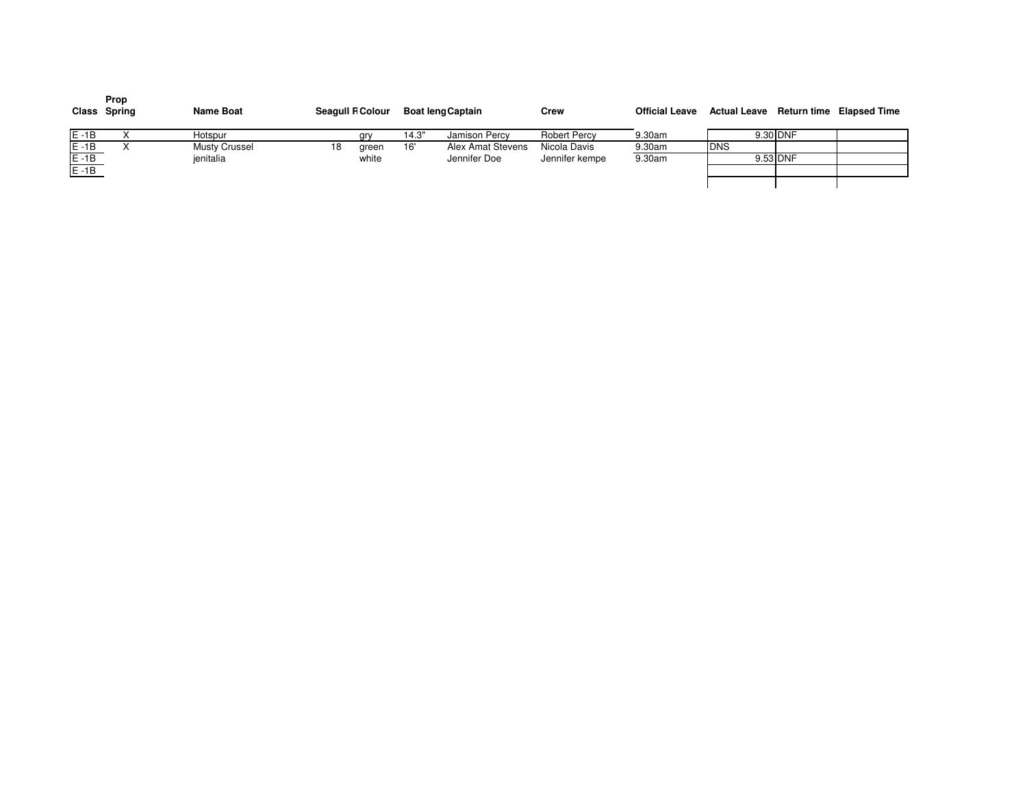| Class | Prop Spring | Name Boat | Seagull R | Colour | Boat leng | Captain | Crew | Official Leave | Actual Leave | Return time | Elapsed Time |
|---|---|---|---|---|---|---|---|---|---|---|---|
| E -1B | X | Hotspur | | gry | 14.3" | Jamison Percy | Robert Percy | 9.30am | 9.30 | DNF | |
| E -1B | X | Musty Crussel | 18 | green | 16' | Alex Amat Stevens | Nicola Davis | 9.30am | DNS | | |
| E -1B | | jenitalia | | white | | Jennifer Doe | Jennifer kempe | 9.30am | 9.53 | DNF | |
| E -1B | | | | | | | | | | | |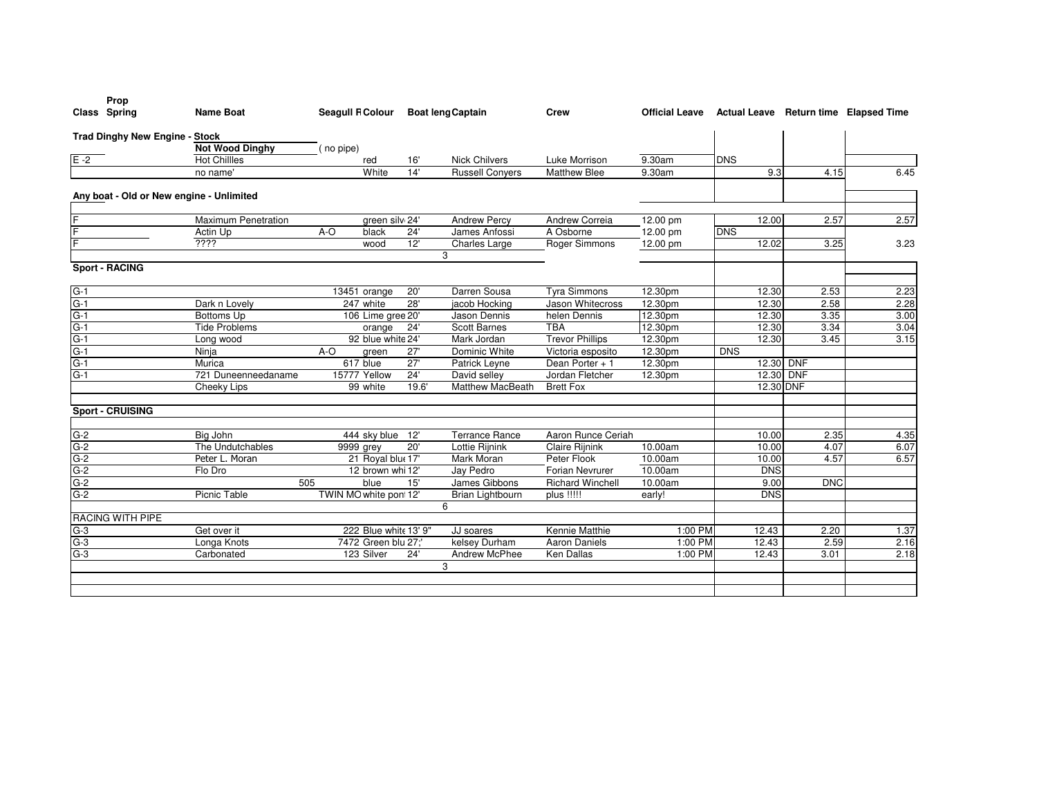| Class | Prop Spring | Name Boat | Seagull R | Colour | Boat leng | Captain | Crew | Official Leave | Actual Leave | Return time | Elapsed Time |
|---|---|---|---|---|---|---|---|---|---|---|---|
| **Trad Dinghy New Engine - Stock** | | | | | | | | | | | |
| | | **Not Wood Dinghy** | ( no pipe) | | | | | | | | |
| E -2 | | Hot Chillles | | red | 16' | Nick Chilvers | Luke Morrison | 9.30am | DNS | | |
| | | no name' | | White | 14' | Russell Conyers | Matthew Blee | 9.30am | 9.3 | 4.15 | 6.45 |
| **Any boat - Old or New engine - Unlimited** | | | | | | | | | | | |
| F | | Maximum Penetration | | green silv | 24' | Andrew Percy | Andrew Correia | 12.00 pm | 12.00 | 2.57 | 2.57 |
| F | | Actin Up | A-O | black | 24' | James Anfossi | A Osborne | 12.00 pm | DNS | | |
| F | | ???? | | wood | 12' | Charles Large | Roger Simmons | 12.00 pm | 12.02 | 3.25 | 3.23 |
| | | | | | | 3 | | | | | |
| **Sport - RACING** | | | | | | | | | | | |
| G-1 | | | 13451 | orange | 20' | Darren Sousa | Tyra Simmons | 12.30pm | 12.30 | 2.53 | 2.23 |
| G-1 | | Dark n Lovely | 247 | white | 28' | jacob Hocking | Jason Whitecross | 12.30pm | 12.30 | 2.58 | 2.28 |
| G-1 | | Bottoms Up | 106 | Lime gree | 20' | Jason Dennis | helen Dennis | 12.30pm | 12.30 | 3.35 | 3.00 |
| G-1 | | Tide Problems | | orange | 24' | Scott Barnes | TBA | 12.30pm | 12.30 | 3.34 | 3.04 |
| G-1 | | Long wood | 92 | blue white | 24' | Mark Jordan | Trevor Phillips | 12.30pm | 12.30 | 3.45 | 3.15 |
| G-1 | | Ninja | A-O | green | 27' | Dominic White | Victoria esposito | 12.30pm | DNS | | |
| G-1 | | Murica | 617 | blue | 27' | Patrick Leyne | Dean Porter + 1 | 12.30pm | 12.30 | DNF | |
| G-1 | | 721 Duneenneedaname | 15777 | Yellow | 24' | David selley | Jordan Fletcher | 12.30pm | 12.30 | DNF | |
| | | Cheeky Lips | 99 | white | 19.6' | Matthew MacBeath | Brett Fox | | 12.30 | DNF | |
| **Sport - CRUISING** | | | | | | | | | | | |
| G-2 | | Big John | 444 | sky blue | 12' | Terrance Rance | Aaron Runce Ceriah | | 10.00 | 2.35 | 4.35 |
| G-2 | | The Undutchables | 9999 | grey | 20' | Lottie Rijnink | Claire Rijnink | 10.00am | 10.00 | 4.07 | 6.07 |
| G-2 | | Peter L. Moran | 21 | Royal blu | 17' | Mark Moran | Peter Flook | 10.00am | 10.00 | 4.57 | 6.57 |
| G-2 | | Flo Dro | 12 | brown whi | 12' | Jay Pedro | Forian Nevrurer | 10.00am | DNS | | |
| G-2 | | | 505 | blue | 15' | James Gibbons | Richard Winchell | 10.00am | 9.00 | DNC | |
| G-2 | | Picnic Table | TWIN MO | white pon | 12' | Brian Lightbourn | plus !!!!! | early! | DNS | | |
| | | | | | | 6 | | | | | |
| RACING WITH PIPE | | | | | | | | | | | |
| G-3 | | Get over it | 222 | Blue white | 13' 9" | JJ soares | Kennie Matthie | 1:00 PM | 12.43 | 2.20 | 1.37 |
| G-3 | | Longa Knots | 7472 | Green blu | 27;' | kelsey Durham | Aaron Daniels | 1:00 PM | 12.43 | 2.59 | 2.16 |
| G-3 | | Carbonated | 123 | Silver | 24' | Andrew McPhee | Ken Dallas | 1:00 PM | 12.43 | 3.01 | 2.18 |
| | | | | | | 3 | | | | | |